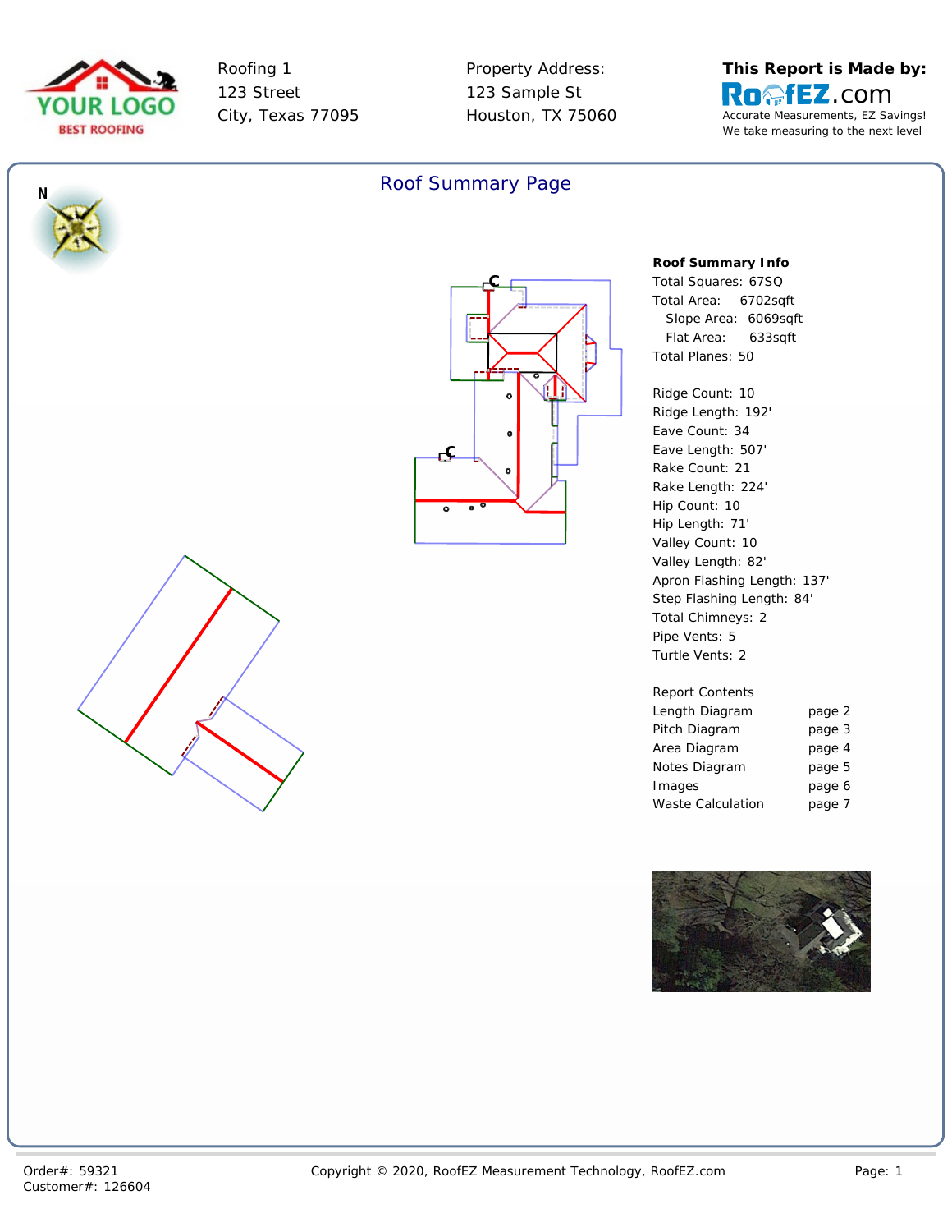Roofing 1
123 Street
City, Texas 77095

Property Address:
123 Sample St
Houston, TX 75060

**This Report is Made by:**
RoofEZ.com
Accurate Measurements, EZ Savings!
We take measuring to the next level

## Roof Summary Page

N

**Roof Summary Info**

Total Squares: 67SQ
Total Area: 6702sqft
Slope Area: 6069sqft
Flat Area: 633sqft
Total Planes: 50

Ridge Count: 10
Ridge Length: 192'
Eave Count: 34
Eave Length: 507'
Rake Count: 21
Rake Length: 224'
Hip Count: 10
Hip Length: 71'
Valley Count: 10
Valley Length: 82'
Apron Flashing Length: 137'
Step Flashing Length: 84'
Total Chimneys: 2
Pipe Vents: 5
Turtle Vents: 2

Report Contents

| | |
|---|---|
| Length Diagram | page 2 |
| Pitch Diagram | page 3 |
| Area Diagram | page 4 |
| Notes Diagram | page 5 |
| Images | page 6 |
| Waste Calculation | page 7 |

Order#: 59321
Customer#: 126604

Copyright © 2020, RoofEZ Measurement Technology, RoofEZ.com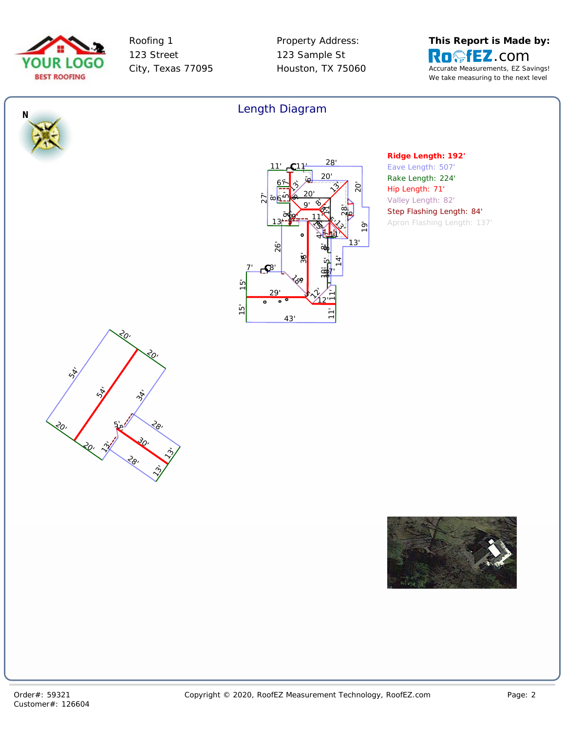Roofing 1
123 Street
City, Texas 77095

Property Address:
123 Sample St
Houston, TX 75060

**This Report is Made by:**
RoofEZ.com
Accurate Measurements, EZ Savings!
We take measuring to the next level

## Length Diagram

**Ridge Length: 192'**
Eave Length: 507'
Rake Length: 224'
Hip Length: 71'
Valley Length: 82'
Step Flashing Length: 84'
Apron Flashing Length: 137'

Order#: 59321
Customer#: 126604

Copyright © 2020, RoofEZ Measurement Technology, RoofEZ.com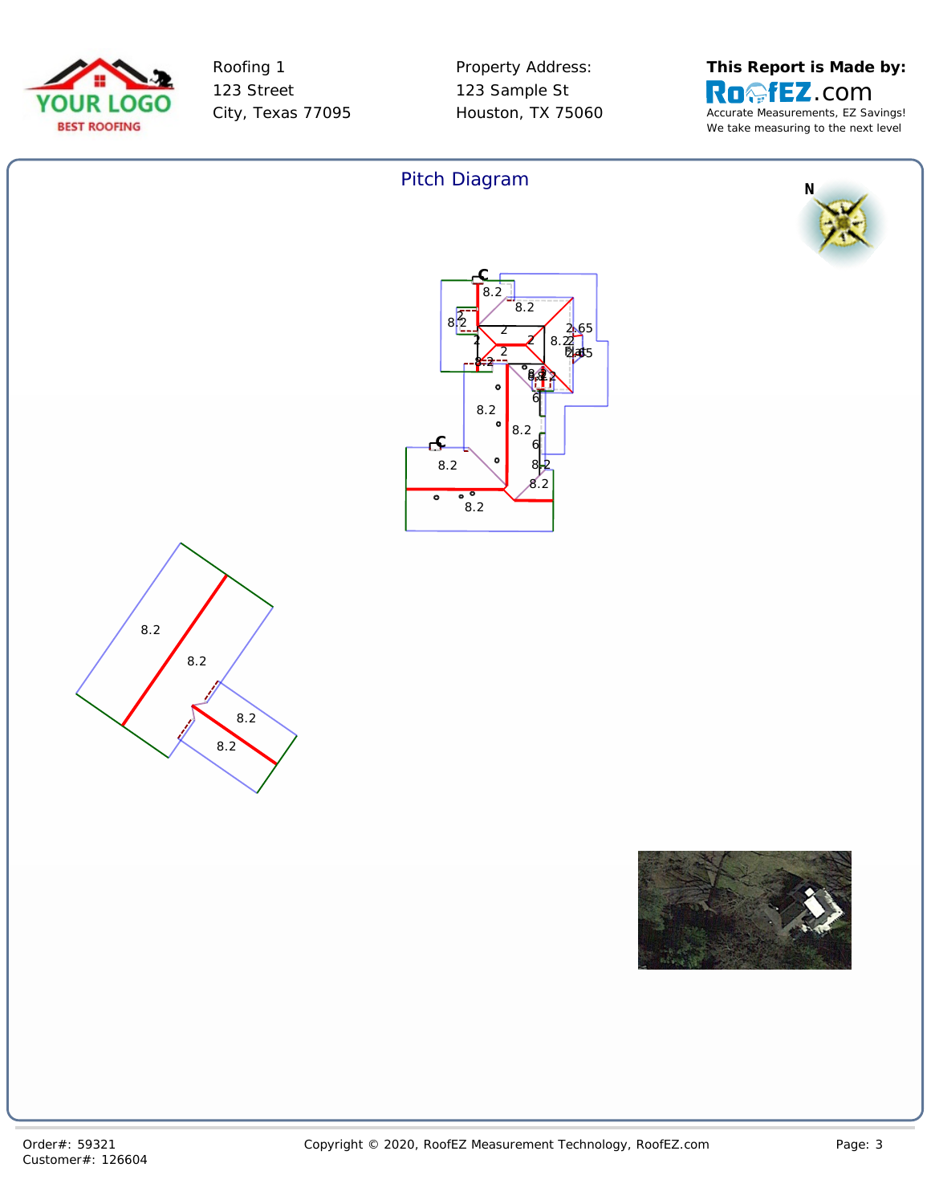Roofing 1
123 Street
City, Texas 77095

Property Address:
123 Sample St
Houston, TX 75060

**This Report is Made by:**
RoofEZ.com
Accurate Measurements, EZ Savings!
We take measuring to the next level

## Pitch Diagram

Order#: 59321
Customer#: 126604

Copyright © 2020, RoofEZ Measurement Technology, RoofEZ.com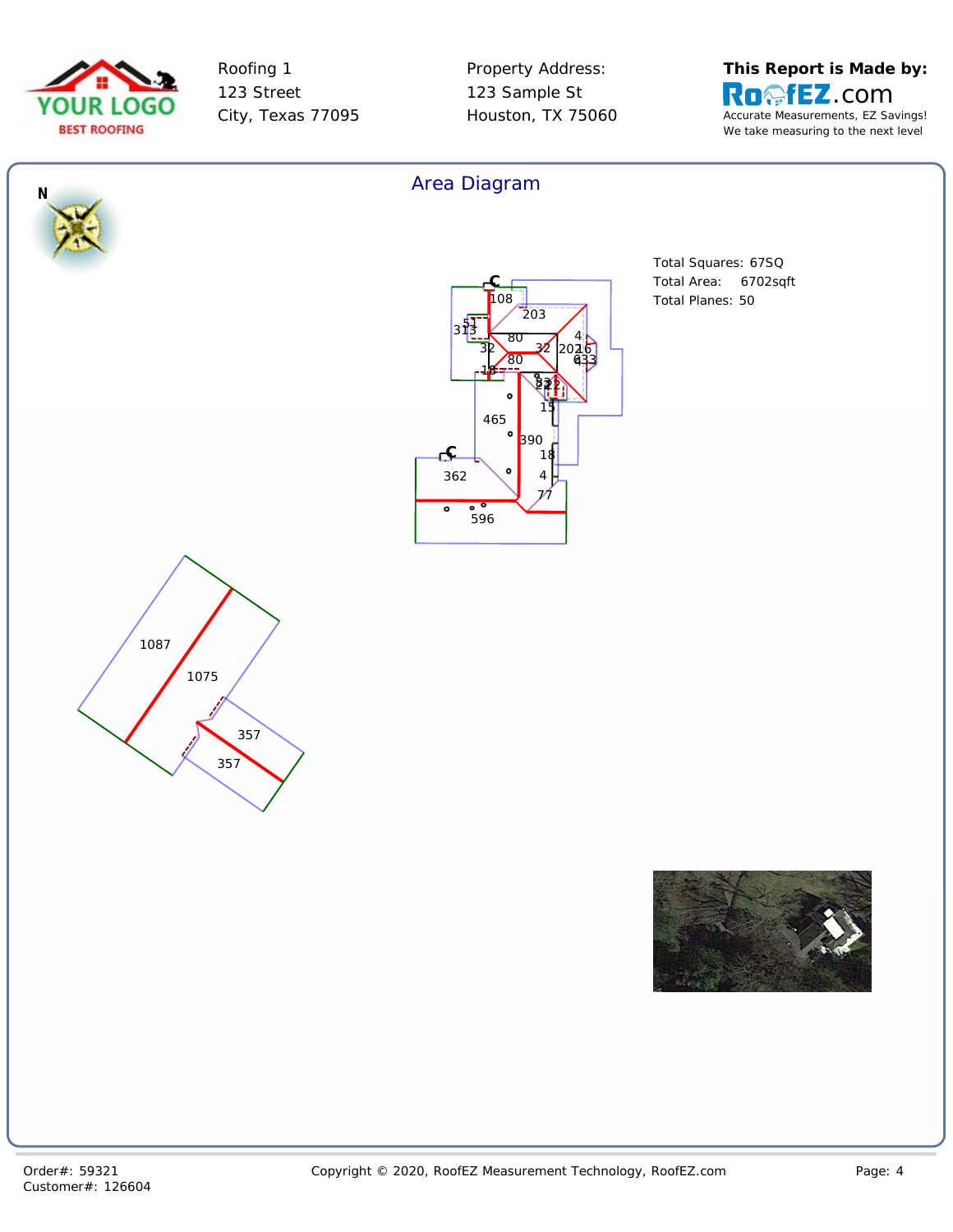Roofing 1
123 Street
City, Texas 77095

Property Address:
123 Sample St
Houston, TX 75060

**This Report is Made by:**
RoofEZ.com
Accurate Measurements, EZ Savings!
We take measuring to the next level

## Area Diagram

Total Squares: 67SQ
Total Area: 6702sqft
Total Planes: 50

Order#: 59321
Customer#: 126604

Copyright © 2020, RoofEZ Measurement Technology, RoofEZ.com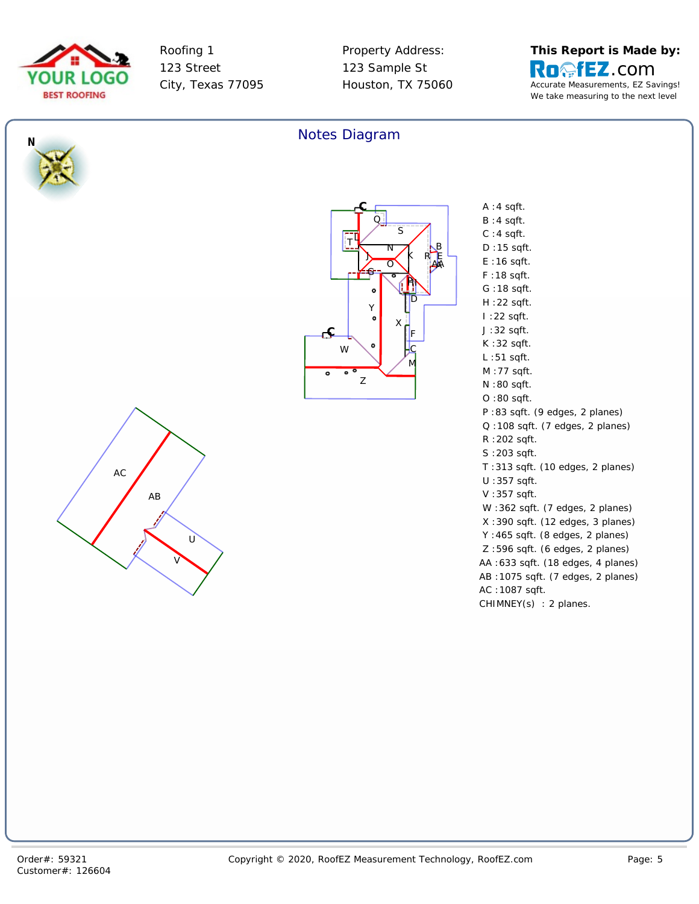Roofing 1
123 Street
City, Texas 77095

Property Address:
123 Sample St
Houston, TX 75060

**This Report is Made by:**
RoofEZ.com
Accurate Measurements, EZ Savings!
We take measuring to the next level

## Notes Diagram

A :4 sqft.
B :4 sqft.
C :4 sqft.
D :15 sqft.
E :16 sqft.
F :18 sqft.
G :18 sqft.
H :22 sqft.
I :22 sqft.
J :32 sqft.
K :32 sqft.
L :51 sqft.
M :77 sqft.
N :80 sqft.
O :80 sqft.
P :83 sqft. (9 edges, 2 planes)
Q :108 sqft. (7 edges, 2 planes)
R :202 sqft.
S :203 sqft.
T :313 sqft. (10 edges, 2 planes)
U :357 sqft.
V :357 sqft.
W :362 sqft. (7 edges, 2 planes)
X :390 sqft. (12 edges, 3 planes)
Y :465 sqft. (8 edges, 2 planes)
Z :596 sqft. (6 edges, 2 planes)
AA :633 sqft. (18 edges, 4 planes)
AB :1075 sqft. (7 edges, 2 planes)
AC :1087 sqft.
CHIMNEY(s) : 2 planes.

Order#: 59321
Customer#: 126604

Copyright © 2020, RoofEZ Measurement Technology, RoofEZ.com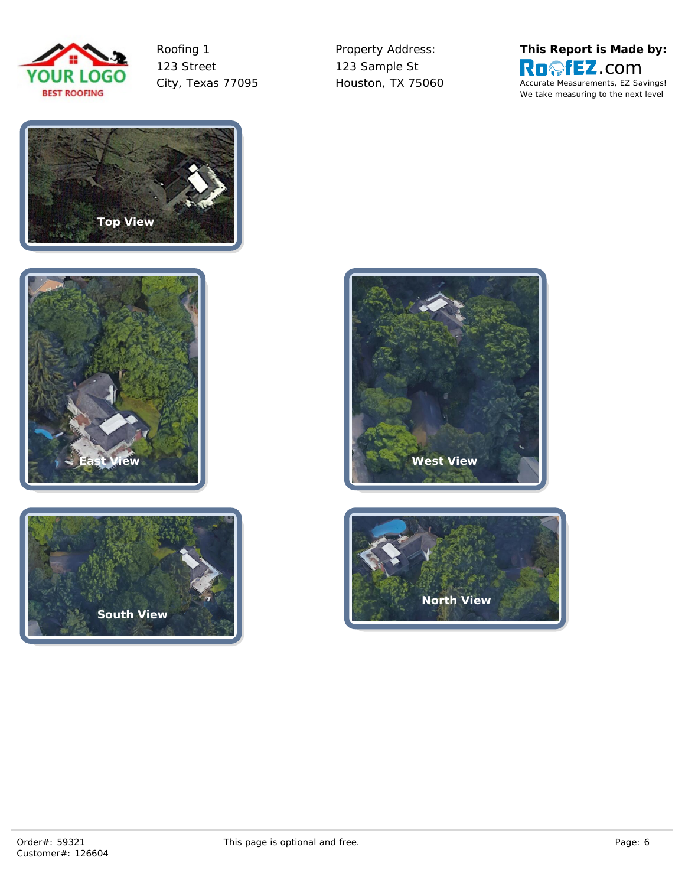Roofing 1
123 Street
City, Texas 77095

Property Address:
123 Sample St
Houston, TX 75060

**This Report is Made by:**
RoofEZ.com
Accurate Measurements, EZ Savings!
We take measuring to the next level

Top View

East View

West View

South View

North View

Order#: 59321
Customer#: 126604

This page is optional and free.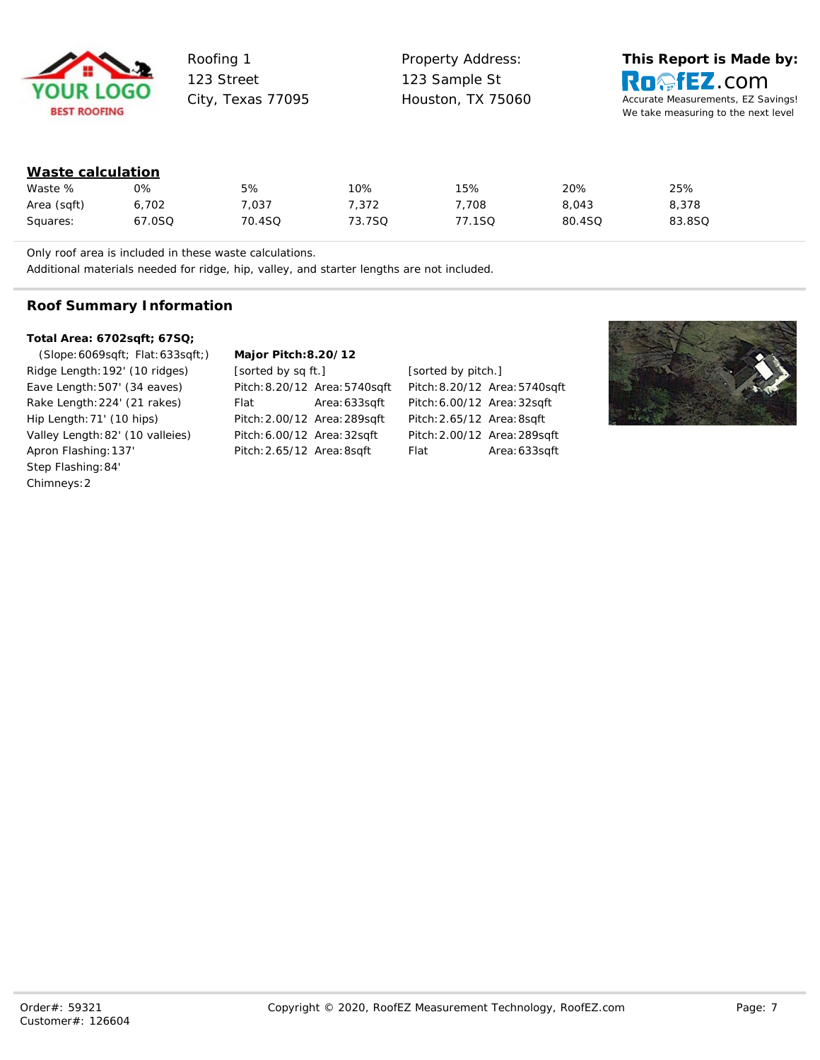Roofing 1
123 Street
City, Texas 77095

Property Address:
123 Sample St
Houston, TX 75060

**This Report is Made by:**
RoofEZ.com
Accurate Measurements, EZ Savings!
We take measuring to the next level

## Waste calculation

| Waste % | 0% | 5% | 10% | 15% | 20% | 25% |
|---|---|---|---|---|---|---|
| Area (sqft) | 6,702 | 7,037 | 7,372 | 7,708 | 8,043 | 8,378 |
| Squares: | 67.0SQ | 70.4SQ | 73.7SQ | 77.1SQ | 80.4SQ | 83.8SQ |

Only roof area is included in these waste calculations.
Additional materials needed for ridge, hip, valley, and starter lengths are not included.

## Roof Summary Information

**Total Area: 6702sqft; 67SQ;**
(Slope: 6069sqft; Flat: 633sqft;)
Ridge Length: 192' (10 ridges)
Eave Length: 507' (34 eaves)
Rake Length: 224' (21 rakes)
Hip Length: 71' (10 hips)
Valley Length: 82' (10 valleies)
Apron Flashing: 137'
Step Flashing: 84'
Chimneys: 2

**Major Pitch: 8.20/12**

[sorted by sq ft.]

| | |
|---|---|
| Pitch: 8.20/12 | Area: 5740sqft |
| Flat | Area: 633sqft |
| Pitch: 2.00/12 | Area: 289sqft |
| Pitch: 6.00/12 | Area: 32sqft |
| Pitch: 2.65/12 | Area: 8sqft |

[sorted by pitch.]

| | |
|---|---|
| Pitch: 8.20/12 | Area: 5740sqft |
| Pitch: 6.00/12 | Area: 32sqft |
| Pitch: 2.65/12 | Area: 8sqft |
| Pitch: 2.00/12 | Area: 289sqft |
| Flat | Area: 633sqft |

Order#: 59321
Customer#: 126604